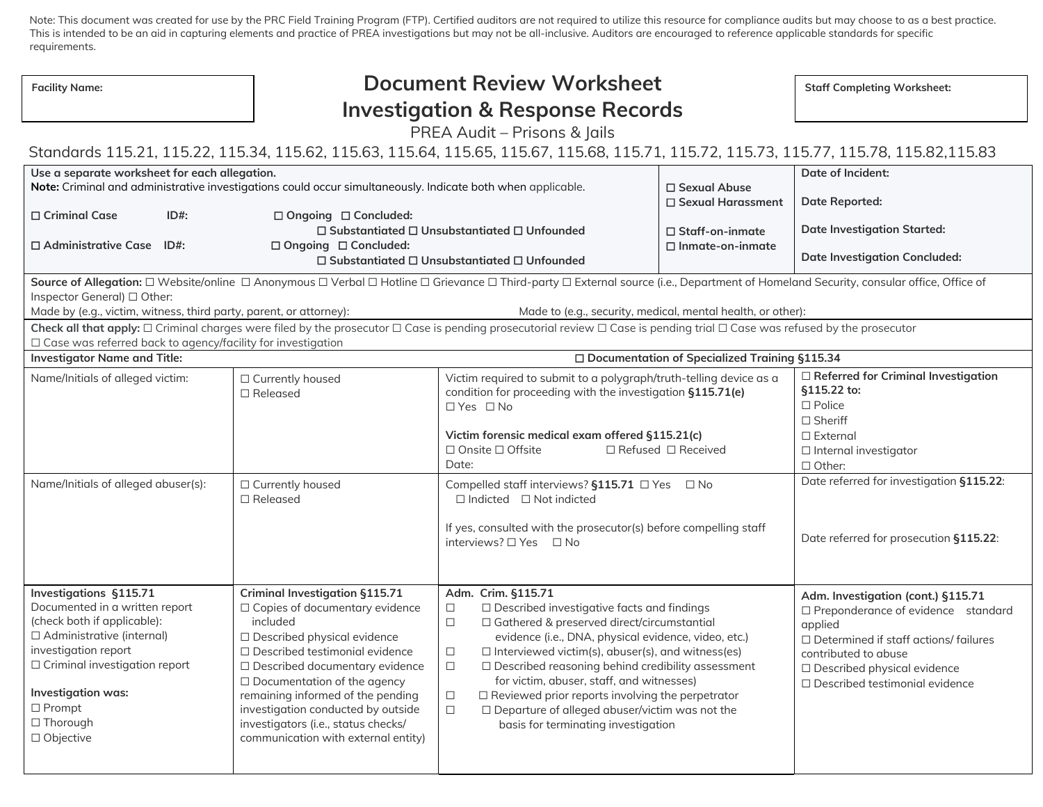Note: This document was created for use by the PRC Field Training Program (FTP). Certified auditors are not required to utilize this resource for compliance audits but may choose to as a best practice. This is intended to be an aid in capturing elements and practice of PREA investigations but may not be all-inclusive. Auditors are encouraged to reference applicable standards for specific requirements.

**Facility Name:**

# Document Review Worksheet
# Investigation & Response Records

PREA Audit – Prisons & Jails

Standards 115.21, 115.22, 115.34, 115.62, 115.63, 115.64, 115.65, 115.67, 115.68, 115.71, 115.72, 115.73, 115.77, 115.78, 115.82,115.83

**Staff Completing Worksheet:**

| | | |
|---|---|---|
| **Use a separate worksheet for each allegation.**<br>**Note:** Criminal and administrative investigations could occur simultaneously. Indicate both when applicable.<br><br>☐ **Criminal Case** **ID#:** ☐ **Ongoing** ☐ **Concluded:** ☐ **Substantiated** ☐ **Unsubstantiated** ☐ **Unfounded**<br><br>☐ **Administrative Case** **ID#:** ☐ **Ongoing** ☐ **Concluded:** ☐ **Substantiated** ☐ **Unsubstantiated** ☐ **Unfounded** | ☐ **Sexual Abuse**<br>☐ **Sexual Harassment**<br><br>☐ **Staff-on-inmate**<br>☐ **Inmate-on-inmate** | **Date of Incident:**<br><br>**Date Reported:**<br><br>**Date Investigation Started:**<br><br>**Date Investigation Concluded:** |

**Source of Allegation:** ☐ Website/online ☐ Anonymous ☐ Verbal ☐ Hotline ☐ Grievance ☐ Third-party ☐ External source (i.e., Department of Homeland Security, consular office, Office of Inspector General) ☐ Other:

Made by (e.g., victim, witness, third party, parent, or attorney): Made to (e.g., security, medical, mental health, or other):

**Check all that apply:** ☐ Criminal charges were filed by the prosecutor ☐ Case is pending prosecutorial review ☐ Case is pending trial ☐ Case was refused by the prosecutor ☐ Case was referred back to agency/facility for investigation

**Investigator Name and Title:** ☐ **Documentation of Specialized Training §115.34**

| | | | |
|---|---|---|---|
| Name/Initials of alleged victim: | ☐ Currently housed<br>☐ Released | Victim required to submit to a polygraph/truth-telling device as a condition for proceeding with the investigation **§115.71(e)**<br>☐ Yes ☐ No<br><br>**Victim forensic medical exam offered §115.21(c)**<br>☐ Onsite ☐ Offsite ☐ Refused ☐ Received<br>Date: | ☐ **Referred for Criminal Investigation §115.22 to:**<br>☐ Police<br>☐ Sheriff<br>☐ External<br>☐ Internal investigator<br>☐ Other: |
| Name/Initials of alleged abuser(s): | ☐ Currently housed<br>☐ Released | Compelled staff interviews? **§115.71** ☐ Yes ☐ No<br>☐ Indicted ☐ Not indicted<br><br>If yes, consulted with the prosecutor(s) before compelling staff interviews? ☐ Yes ☐ No | Date referred for investigation **§115.22**:<br><br>Date referred for prosecution **§115.22**: |
| **Investigations §115.71**<br>Documented in a written report (check both if applicable):<br>☐ Administrative (internal) investigation report<br>☐ Criminal investigation report<br><br>**Investigation was:**<br>☐ Prompt<br>☐ Thorough<br>☐ Objective | **Criminal Investigation §115.71**<br>☐ Copies of documentary evidence included<br>☐ Described physical evidence<br>☐ Described testimonial evidence<br>☐ Described documentary evidence<br>☐ Documentation of the agency remaining informed of the pending investigation conducted by outside investigators (i.e., status checks/ communication with external entity) | **Adm. Crim. §115.71**<br>☐ ☐ Described investigative facts and findings<br>☐ ☐ Gathered & preserved direct/circumstantial evidence (i.e., DNA, physical evidence, video, etc.)<br>☐ ☐ Interviewed victim(s), abuser(s), and witness(es)<br>☐ ☐ Described reasoning behind credibility assessment for victim, abuser, staff, and witnesses)<br>☐ ☐ Reviewed prior reports involving the perpetrator<br>☐ ☐ Departure of alleged abuser/victim was not the basis for terminating investigation | **Adm. Investigation (cont.) §115.71**<br>☐ Preponderance of evidence standard applied<br>☐ Determined if staff actions/ failures contributed to abuse<br>☐ Described physical evidence<br>☐ Described testimonial evidence |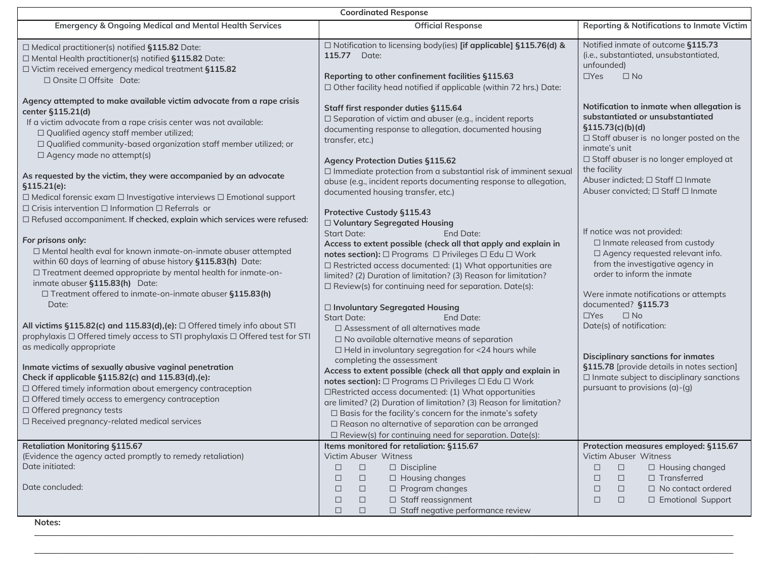## Coordinated Response

| Emergency & Ongoing Medical and Mental Health Services | Official Response | Reporting & Notifications to Inmate Victim |
|---|---|---|
| ☐ Medical practitioner(s) notified **§115.82** Date:<br>☐ Mental Health practitioner(s) notified **§115.82** Date:<br>☐ Victim received emergency medical treatment **§115.82**<br>☐ Onsite ☐ Offsite Date:<br><br>**Agency attempted to make available victim advocate from a rape crisis center §115.21(d)**<br>If a victim advocate from a rape crisis center was not available:<br>☐ Qualified agency staff member utilized;<br>☐ Qualified community-based organization staff member utilized; or<br>☐ Agency made no attempt(s)<br><br>**As requested by the victim, they were accompanied by an advocate §115.21(e):**<br>☐ Medical forensic exam ☐ Investigative interviews ☐ Emotional support<br>☐ Crisis intervention ☐ Information ☐ Referrals or<br>☐ Refused accompaniment. If checked, explain which services were refused:<br><br>***For prisons only:***<br>☐ Mental health eval for known inmate-on-inmate abuser attempted within 60 days of learning of abuse history **§115.83(h)** Date:<br>☐ Treatment deemed appropriate by mental health for inmate-on-inmate abuser **§115.83(h)** Date:<br>☐ Treatment offered to inmate-on-inmate abuser **§115.83(h)** Date:<br><br>**All victims §115.82(c) and 115.83(d),(e):** ☐ Offered timely info about STI prophylaxis ☐ Offered timely access to STI prophylaxis ☐ Offered test for STI as medically appropriate<br><br>**Inmate victims of sexually abusive vaginal penetration Check if applicable §115.82(c) and 115.83(d),(e):**<br>☐ Offered timely information about emergency contraception<br>☐ Offered timely access to emergency contraception<br>☐ Offered pregnancy tests<br>☐ Received pregnancy-related medical services | ☐ Notification to licensing body(ies) **[if applicable] §115.76(d) & 115.77** Date:<br><br>**Reporting to other confinement facilities §115.63**<br>☐ Other facility head notified if applicable (within 72 hrs.) Date:<br><br>**Staff first responder duties §115.64**<br>☐ Separation of victim and abuser (e.g., incident reports documenting response to allegation, documented housing transfer, etc.)<br><br>**Agency Protection Duties §115.62**<br>☐ Immediate protection from a substantial risk of imminent sexual abuse (e.g., incident reports documenting response to allegation, documented housing transfer, etc.)<br><br>**Protective Custody §115.43**<br>☐ **Voluntary Segregated Housing**<br>Start Date: End Date:<br>**Access to extent possible (check all that apply and explain in notes section):** ☐ Programs ☐ Privileges ☐ Edu ☐ Work<br>☐ Restricted access documented: (1) What opportunities are limited? (2) Duration of limitation? (3) Reason for limitation?<br>☐ Review(s) for continuing need for separation. Date(s):<br><br>☐ **Involuntary Segregated Housing**<br>Start Date: End Date:<br>☐ Assessment of all alternatives made<br>☐ No available alternative means of separation<br>☐ Held in involuntary segregation for <24 hours while completing the assessment<br>**Access to extent possible (check all that apply and explain in notes section):** ☐ Programs ☐ Privileges ☐ Edu ☐ Work<br>☐ Restricted access documented: (1) What opportunities are limited? (2) Duration of limitation? (3) Reason for limitation?<br>☐ Basis for the facility's concern for the inmate's safety<br>☐ Reason no alternative of separation can be arranged<br>☐ Review(s) for continuing need for separation. Date(s): | Notified inmate of outcome **§115.73** (i.e., substantiated, unsubstantiated, unfounded)<br>☐Yes ☐ No<br><br>**Notification to inmate when allegation is substantiated or unsubstantiated §115.73(c)(b)(d)**<br>☐ Staff abuser is no longer posted on the inmate's unit<br>☐ Staff abuser is no longer employed at the facility<br>Abuser indicted; ☐ Staff ☐ Inmate<br>Abuser convicted; ☐ Staff ☐ Inmate<br><br>If notice was not provided:<br>☐ Inmate released from custody<br>☐ Agency requested relevant info. from the investigative agency in order to inform the inmate<br><br>Were inmate notifications or attempts documented? **§115.73**<br>☐Yes ☐ No<br>Date(s) of notification:<br><br>**Disciplinary sanctions for inmates §115.78** [provide details in notes section]<br>☐ Inmate subject to disciplinary sanctions pursuant to provisions (a)-(g) |
| **Retaliation Monitoring §115.67**<br>(Evidence the agency acted promptly to remedy retaliation)<br>Date initiated:<br><br>Date concluded: | **Items monitored for retaliation: §115.67**<br>Victim Abuser Witness<br>☐ ☐ ☐ Discipline<br>☐ ☐ ☐ Housing changes<br>☐ ☐ ☐ Program changes<br>☐ ☐ ☐ Staff reassignment<br>☐ ☐ ☐ Staff negative performance review | **Protection measures employed: §115.67**<br>Victim Abuser Witness<br>☐ ☐ ☐ Housing changed<br>☐ ☐ ☐ Transferred<br>☐ ☐ ☐ No contact ordered<br>☐ ☐ ☐ Emotional Support |

**Notes:**

______________________________________________________________________

______________________________________________________________________